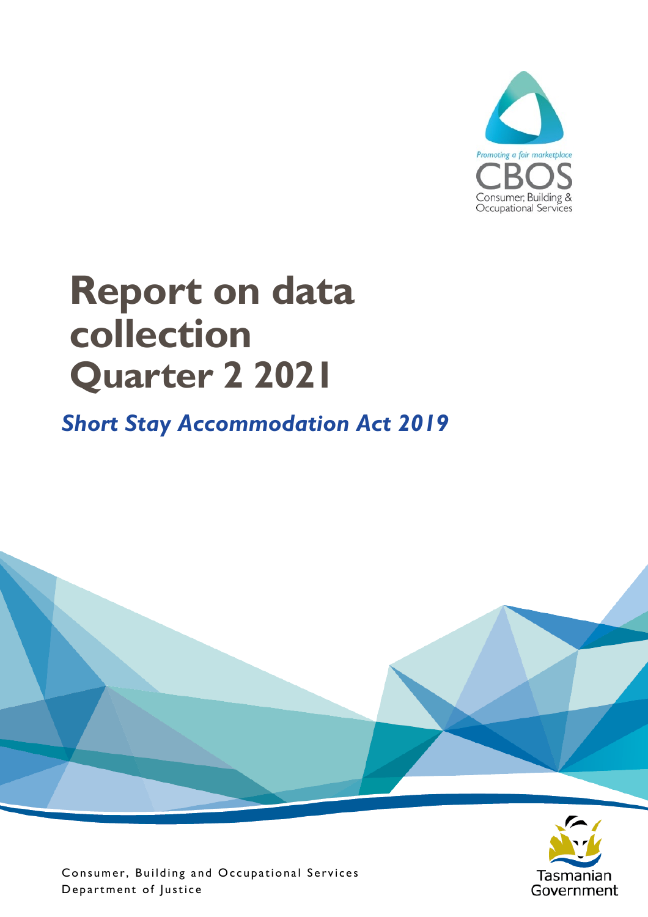Promoting a fair marketplace

CBOS

Consumer, Building & Occupational Services

# Report on data collection Quarter 2 2021

## *Short Stay Accommodation Act 2019*

Consumer, Building and Occupational Services
Department of Justice

Tasmanian Government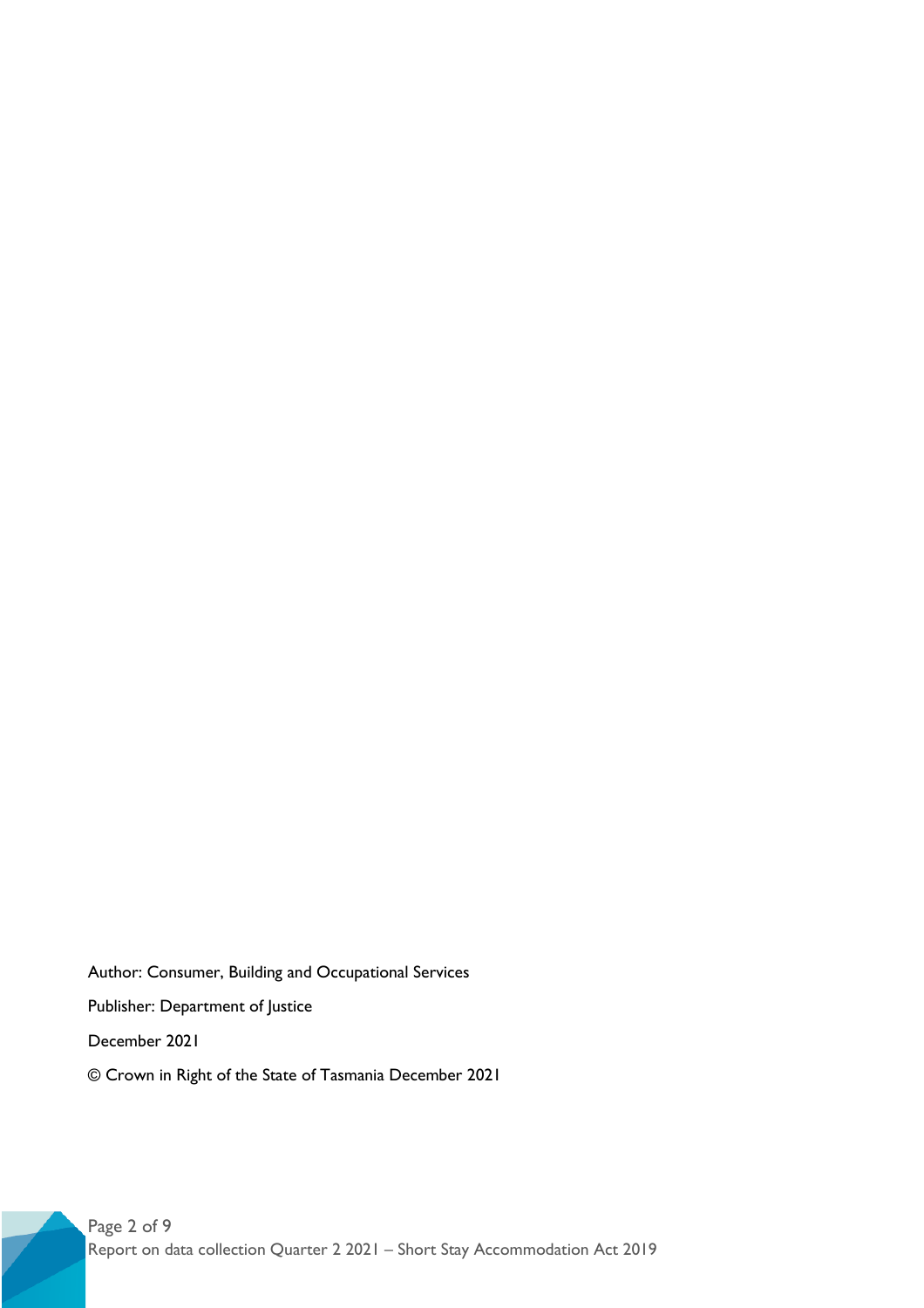Author: Consumer, Building and Occupational Services

Publisher: Department of Justice

December 2021

© Crown in Right of the State of Tasmania December 2021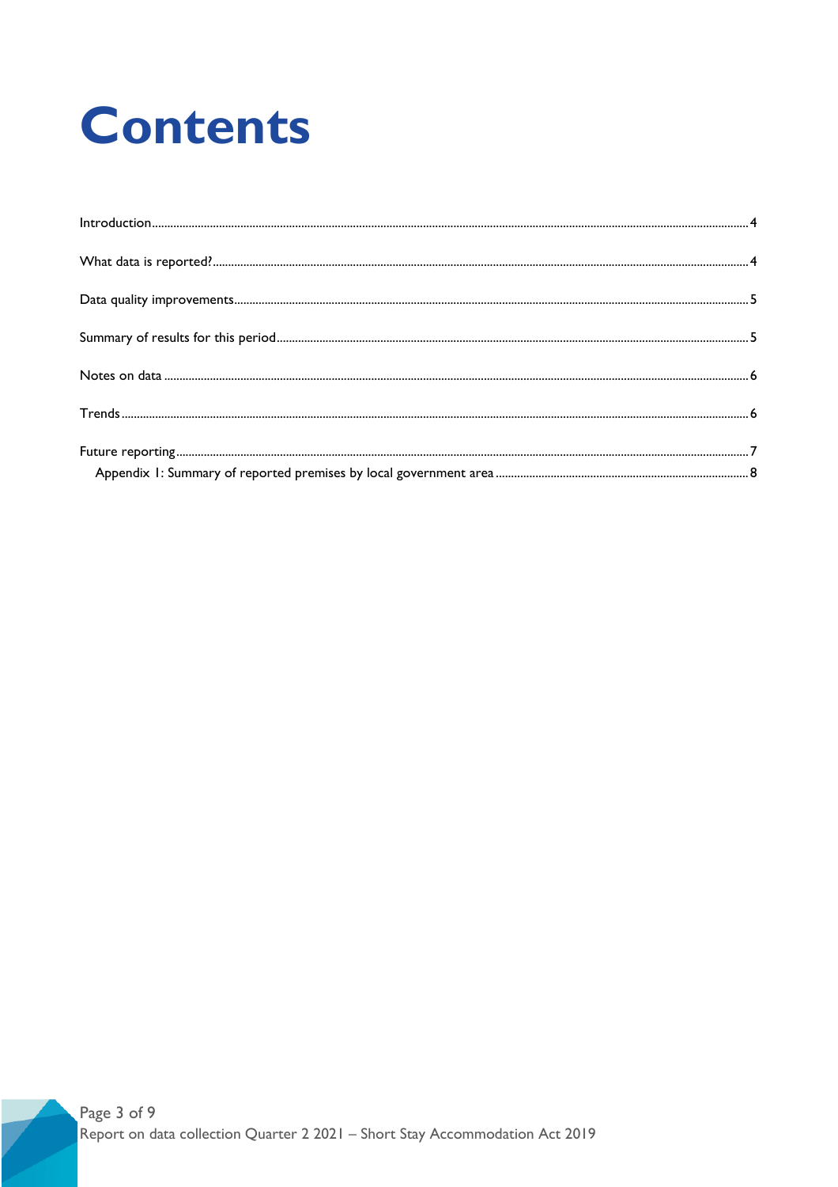# Contents

Introduction.......4

What data is reported?.......4

Data quality improvements.......5

Summary of results for this period.......5

Notes on data.......6

Trends.......6

Future reporting.......7

- Appendix 1: Summary of reported premises by local government area.......8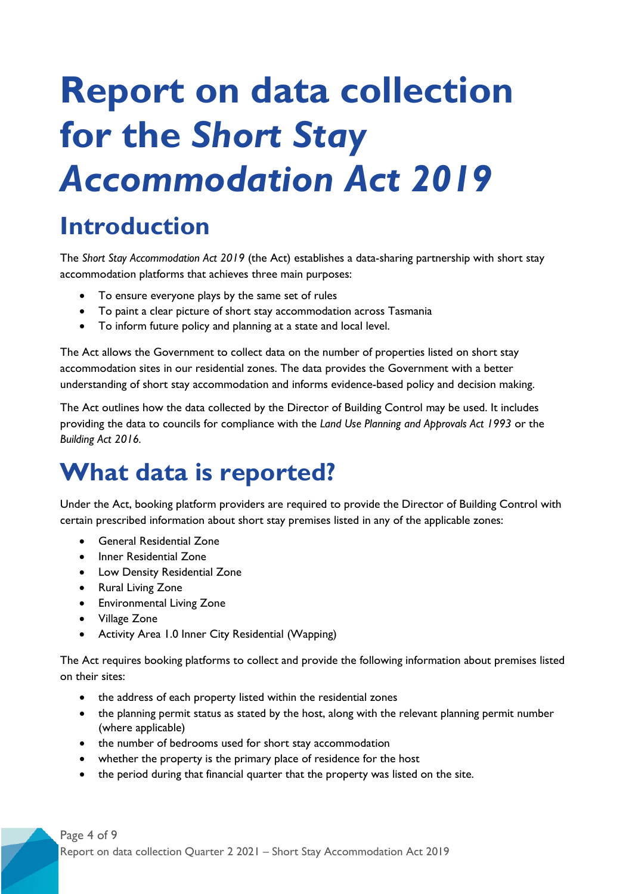# Report on data collection for the *Short Stay Accommodation Act 2019*

## Introduction

The *Short Stay Accommodation Act 2019* (the Act) establishes a data-sharing partnership with short stay accommodation platforms that achieves three main purposes:

- To ensure everyone plays by the same set of rules
- To paint a clear picture of short stay accommodation across Tasmania
- To inform future policy and planning at a state and local level.

The Act allows the Government to collect data on the number of properties listed on short stay accommodation sites in our residential zones. The data provides the Government with a better understanding of short stay accommodation and informs evidence-based policy and decision making.

The Act outlines how the data collected by the Director of Building Control may be used. It includes providing the data to councils for compliance with the *Land Use Planning and Approvals Act 1993* or the *Building Act 2016*.

# What data is reported?

Under the Act, booking platform providers are required to provide the Director of Building Control with certain prescribed information about short stay premises listed in any of the applicable zones:

- General Residential Zone
- Inner Residential Zone
- Low Density Residential Zone
- Rural Living Zone
- Environmental Living Zone
- Village Zone
- Activity Area 1.0 Inner City Residential (Wapping)

The Act requires booking platforms to collect and provide the following information about premises listed on their sites:

- the address of each property listed within the residential zones
- the planning permit status as stated by the host, along with the relevant planning permit number (where applicable)
- the number of bedrooms used for short stay accommodation
- whether the property is the primary place of residence for the host
- the period during that financial quarter that the property was listed on the site.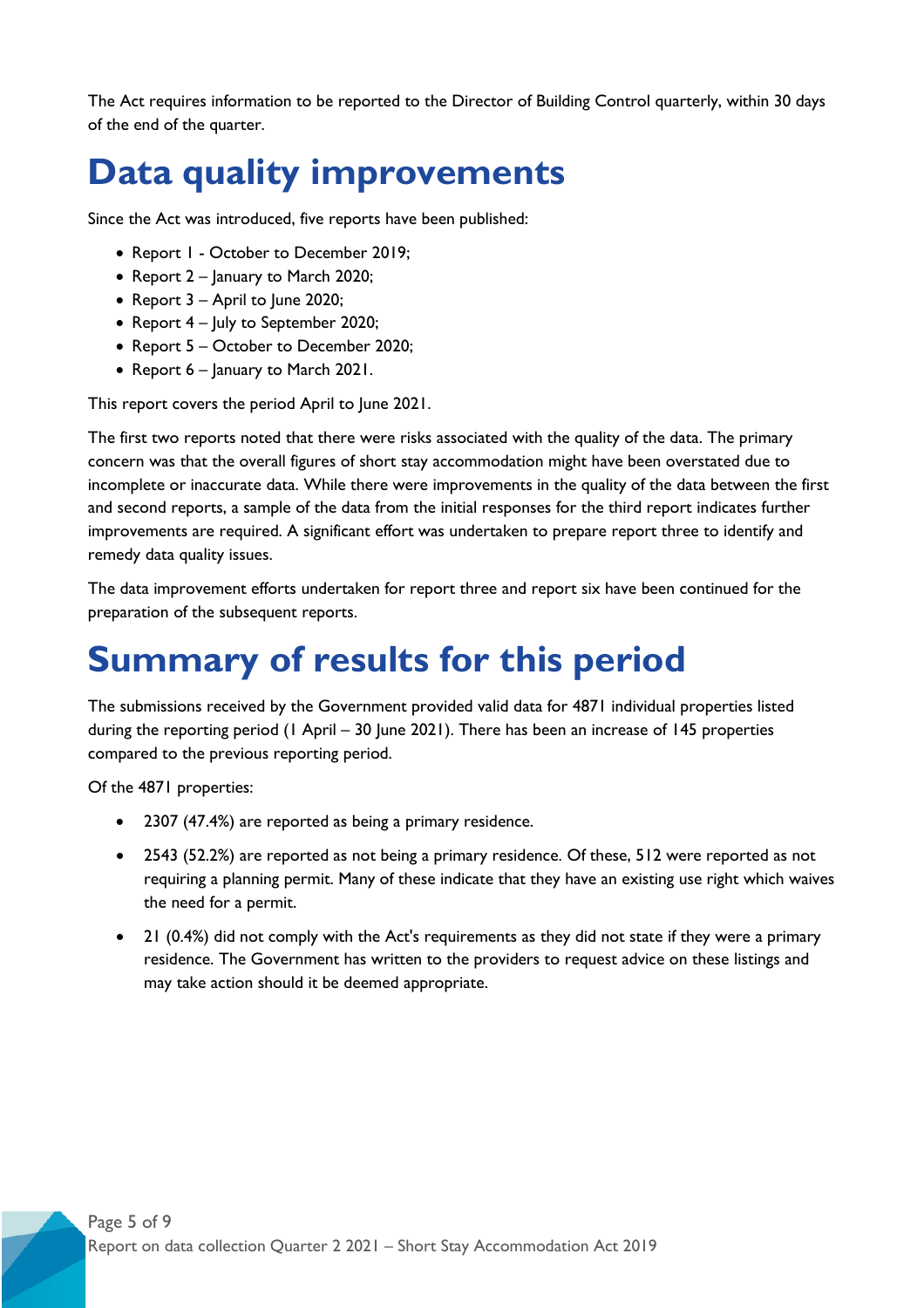The Act requires information to be reported to the Director of Building Control quarterly, within 30 days of the end of the quarter.

# Data quality improvements

Since the Act was introduced, five reports have been published:

- Report 1 - October to December 2019;
- Report 2 – January to March 2020;
- Report 3 – April to June 2020;
- Report 4 – July to September 2020;
- Report 5 – October to December 2020;
- Report 6 – January to March 2021.

This report covers the period April to June 2021.

The first two reports noted that there were risks associated with the quality of the data. The primary concern was that the overall figures of short stay accommodation might have been overstated due to incomplete or inaccurate data. While there were improvements in the quality of the data between the first and second reports, a sample of the data from the initial responses for the third report indicates further improvements are required. A significant effort was undertaken to prepare report three to identify and remedy data quality issues.

The data improvement efforts undertaken for report three and report six have been continued for the preparation of the subsequent reports.

# Summary of results for this period

The submissions received by the Government provided valid data for 4871 individual properties listed during the reporting period (1 April – 30 June 2021). There has been an increase of 145 properties compared to the previous reporting period.

Of the 4871 properties:

- 2307 (47.4%) are reported as being a primary residence.
- 2543 (52.2%) are reported as not being a primary residence. Of these, 512 were reported as not requiring a planning permit. Many of these indicate that they have an existing use right which waives the need for a permit.
- 21 (0.4%) did not comply with the Act's requirements as they did not state if they were a primary residence. The Government has written to the providers to request advice on these listings and may take action should it be deemed appropriate.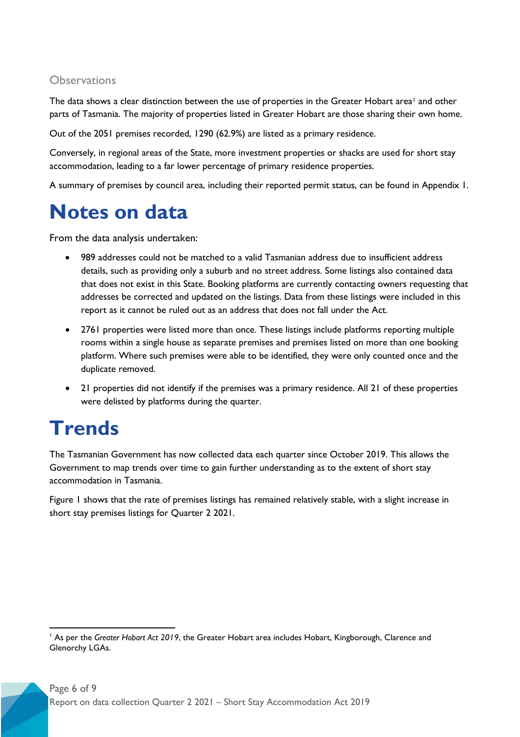### Observations

The data shows a clear distinction between the use of properties in the Greater Hobart area[1] and other parts of Tasmania. The majority of properties listed in Greater Hobart are those sharing their own home.

Out of the 2051 premises recorded, 1290 (62.9%) are listed as a primary residence.

Conversely, in regional areas of the State, more investment properties or shacks are used for short stay accommodation, leading to a far lower percentage of primary residence properties.

A summary of premises by council area, including their reported permit status, can be found in Appendix 1.

# Notes on data

From the data analysis undertaken:

- 989 addresses could not be matched to a valid Tasmanian address due to insufficient address details, such as providing only a suburb and no street address. Some listings also contained data that does not exist in this State. Booking platforms are currently contacting owners requesting that addresses be corrected and updated on the listings. Data from these listings were included in this report as it cannot be ruled out as an address that does not fall under the Act.
- 2761 properties were listed more than once. These listings include platforms reporting multiple rooms within a single house as separate premises and premises listed on more than one booking platform. Where such premises were able to be identified, they were only counted once and the duplicate removed.
- 21 properties did not identify if the premises was a primary residence. All 21 of these properties were delisted by platforms during the quarter.

# Trends

The Tasmanian Government has now collected data each quarter since October 2019. This allows the Government to map trends over time to gain further understanding as to the extent of short stay accommodation in Tasmania.

Figure 1 shows that the rate of premises listings has remained relatively stable, with a slight increase in short stay premises listings for Quarter 2 2021.

[1] As per the *Greater Hobart Act 2019*, the Greater Hobart area includes Hobart, Kingborough, Clarence and Glenorchy LGAs.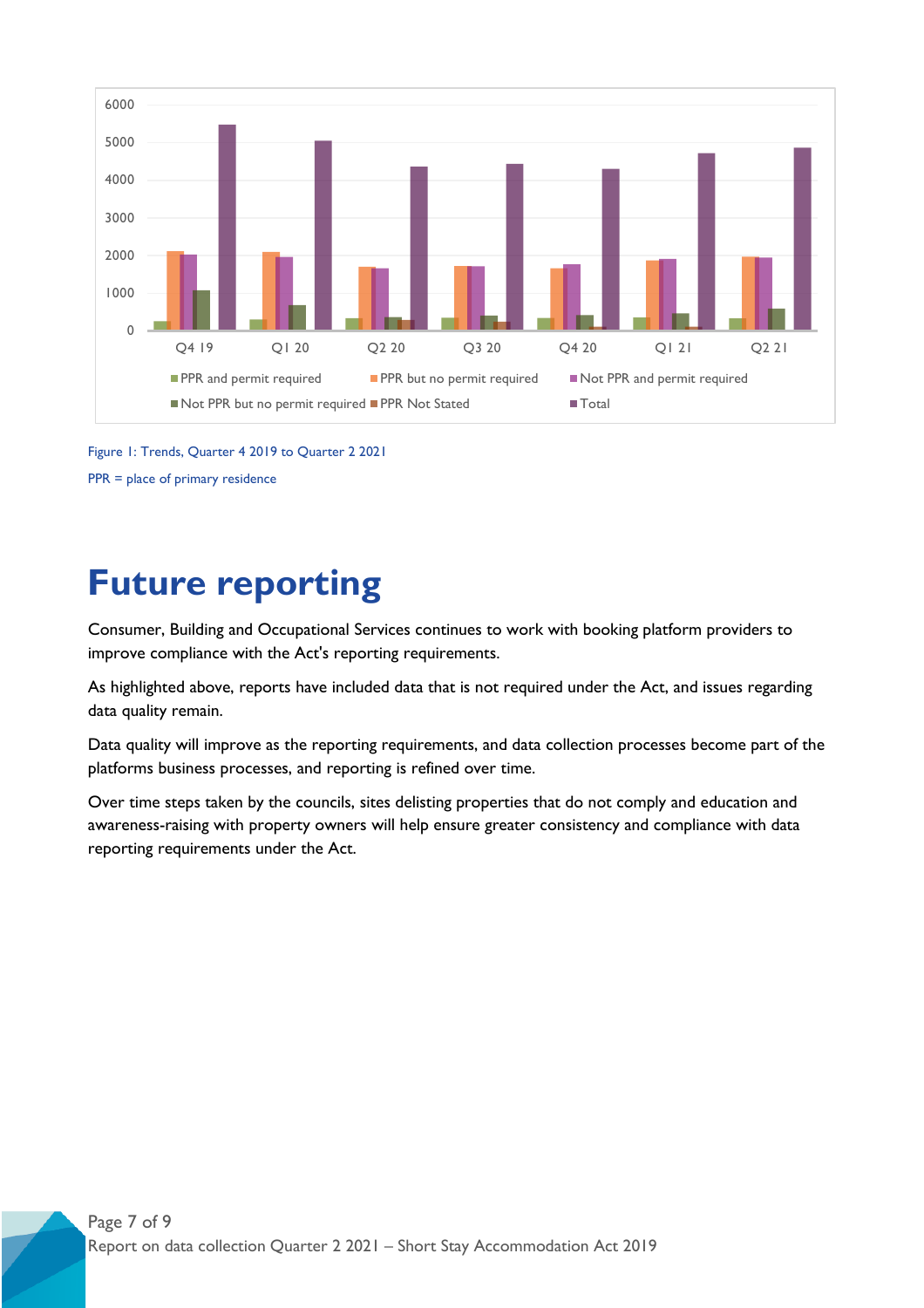Figure 1: Trends, Quarter 4 2019 to Quarter 2 2021

PPR = place of primary residence

# Future reporting

Consumer, Building and Occupational Services continues to work with booking platform providers to improve compliance with the Act's reporting requirements.

As highlighted above, reports have included data that is not required under the Act, and issues regarding data quality remain.

Data quality will improve as the reporting requirements, and data collection processes become part of the platforms business processes, and reporting is refined over time.

Over time steps taken by the councils, sites delisting properties that do not comply and education and awareness-raising with property owners will help ensure greater consistency and compliance with data reporting requirements under the Act.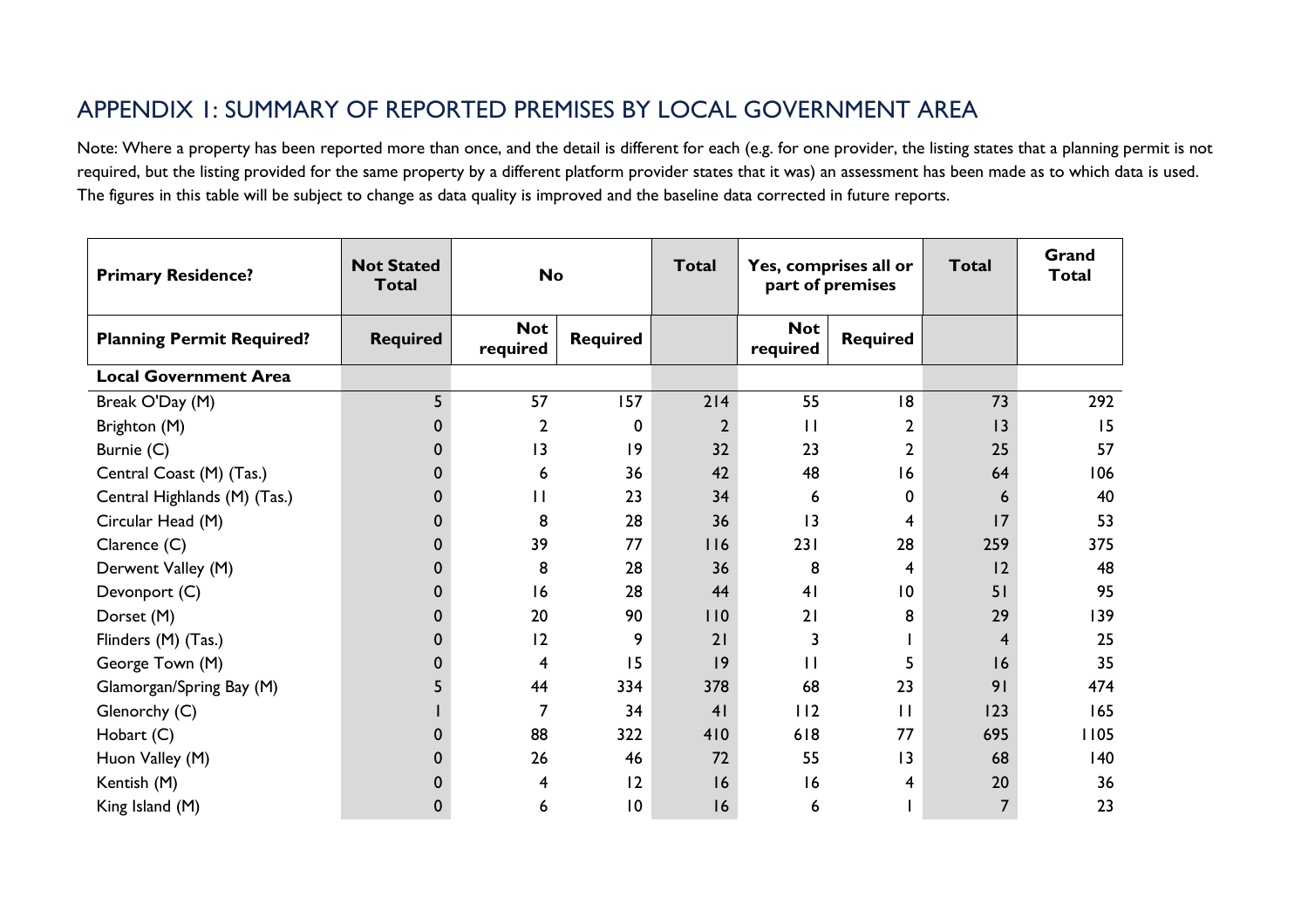## APPENDIX 1: SUMMARY OF REPORTED PREMISES BY LOCAL GOVERNMENT AREA

Note: Where a property has been reported more than once, and the detail is different for each (e.g. for one provider, the listing states that a planning permit is not required, but the listing provided for the same property by a different platform provider states that it was) an assessment has been made as to which data is used. The figures in this table will be subject to change as data quality is improved and the baseline data corrected in future reports.

| **Primary Residence?** | **Not Stated Total** | **No** | | **Total** | **Yes, comprises all or part of premises** | | **Total** | **Grand Total** |
|---|---|---|---|---|---|---|---|---|
| **Planning Permit Required?** | **Required** | **Not required** | **Required** | | **Not required** | **Required** | | |
| **Local Government Area** | | | | | | | | |
| Break O'Day (M) | 5 | 57 | 157 | 214 | 55 | 18 | 73 | 292 |
| Brighton (M) | 0 | 2 | 0 | 2 | 11 | 2 | 13 | 15 |
| Burnie (C) | 0 | 13 | 19 | 32 | 23 | 2 | 25 | 57 |
| Central Coast (M) (Tas.) | 0 | 6 | 36 | 42 | 48 | 16 | 64 | 106 |
| Central Highlands (M) (Tas.) | 0 | 11 | 23 | 34 | 6 | 0 | 6 | 40 |
| Circular Head (M) | 0 | 8 | 28 | 36 | 13 | 4 | 17 | 53 |
| Clarence (C) | 0 | 39 | 77 | 116 | 231 | 28 | 259 | 375 |
| Derwent Valley (M) | 0 | 8 | 28 | 36 | 8 | 4 | 12 | 48 |
| Devonport (C) | 0 | 16 | 28 | 44 | 41 | 10 | 51 | 95 |
| Dorset (M) | 0 | 20 | 90 | 110 | 21 | 8 | 29 | 139 |
| Flinders (M) (Tas.) | 0 | 12 | 9 | 21 | 3 | 1 | 4 | 25 |
| George Town (M) | 0 | 4 | 15 | 19 | 11 | 5 | 16 | 35 |
| Glamorgan/Spring Bay (M) | 5 | 44 | 334 | 378 | 68 | 23 | 91 | 474 |
| Glenorchy (C) | 1 | 7 | 34 | 41 | 112 | 11 | 123 | 165 |
| Hobart (C) | 0 | 88 | 322 | 410 | 618 | 77 | 695 | 1105 |
| Huon Valley (M) | 0 | 26 | 46 | 72 | 55 | 13 | 68 | 140 |
| Kentish (M) | 0 | 4 | 12 | 16 | 16 | 4 | 20 | 36 |
| King Island (M) | 0 | 6 | 10 | 16 | 6 | 1 | 7 | 23 |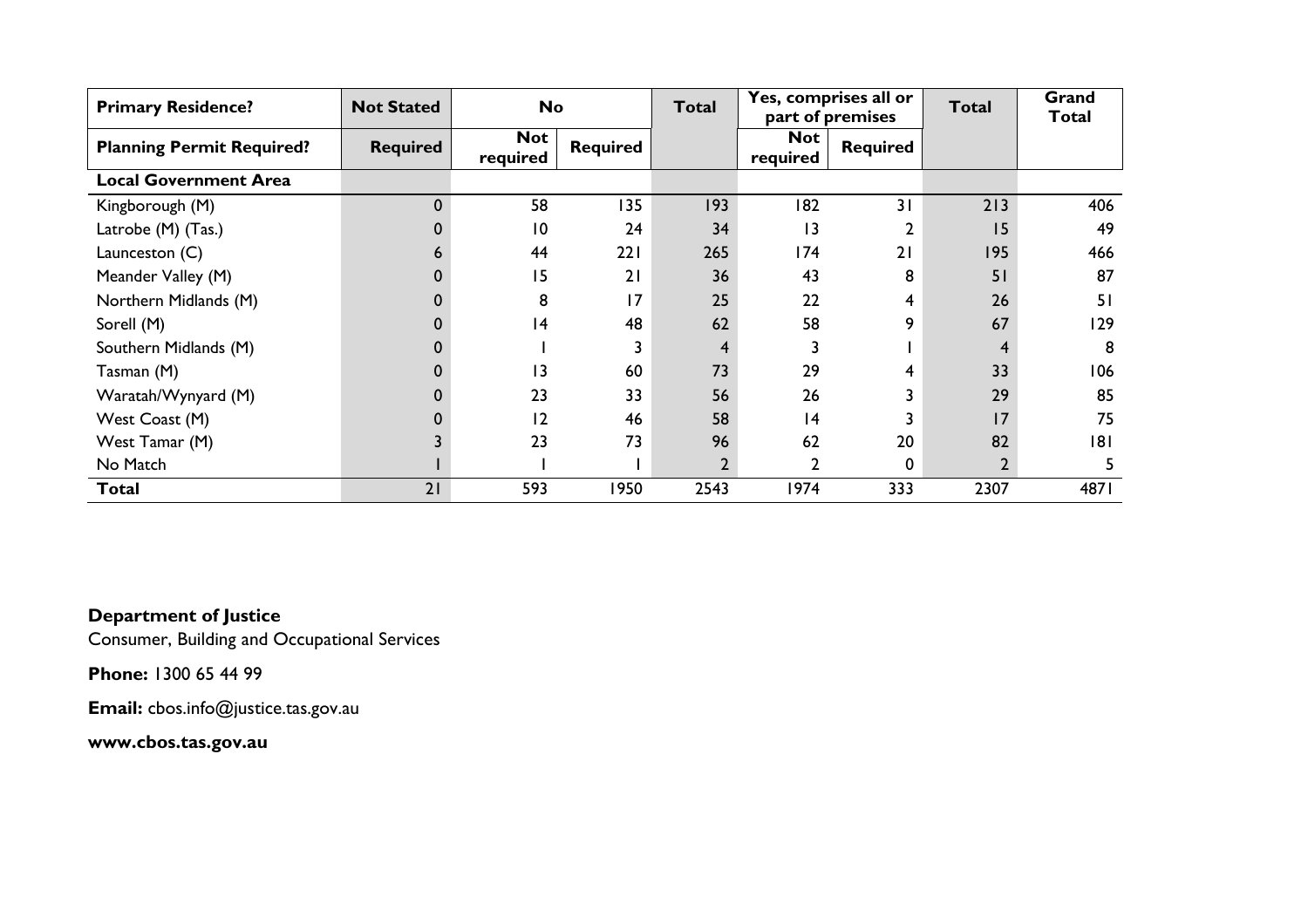| Primary Residence? | Not Stated | No | | Total | Yes, comprises all or part of premises | | Total | Grand Total |
|---|---|---|---|---|---|---|---|---|
| Planning Permit Required? | Required | Not required | Required | | Not required | Required | | |
| **Local Government Area** | | | | | | | | |
| Kingborough (M) | 0 | 58 | 135 | 193 | 182 | 31 | 213 | 406 |
| Latrobe (M) (Tas.) | 0 | 10 | 24 | 34 | 13 | 2 | 15 | 49 |
| Launceston (C) | 6 | 44 | 221 | 265 | 174 | 21 | 195 | 466 |
| Meander Valley (M) | 0 | 15 | 21 | 36 | 43 | 8 | 51 | 87 |
| Northern Midlands (M) | 0 | 8 | 17 | 25 | 22 | 4 | 26 | 51 |
| Sorell (M) | 0 | 14 | 48 | 62 | 58 | 9 | 67 | 129 |
| Southern Midlands (M) | 0 | 1 | 3 | 4 | 3 | 1 | 4 | 8 |
| Tasman (M) | 0 | 13 | 60 | 73 | 29 | 4 | 33 | 106 |
| Waratah/Wynyard (M) | 0 | 23 | 33 | 56 | 26 | 3 | 29 | 85 |
| West Coast (M) | 0 | 12 | 46 | 58 | 14 | 3 | 17 | 75 |
| West Tamar (M) | 3 | 23 | 73 | 96 | 62 | 20 | 82 | 181 |
| No Match | 1 | 1 | 1 | 2 | 2 | 0 | 2 | 5 |
| **Total** | 21 | 593 | 1950 | 2543 | 1974 | 333 | 2307 | 4871 |

**Department of Justice**
Consumer, Building and Occupational Services

**Phone:** 1300 65 44 99

**Email:** cbos.info@justice.tas.gov.au

**www.cbos.tas.gov.au**